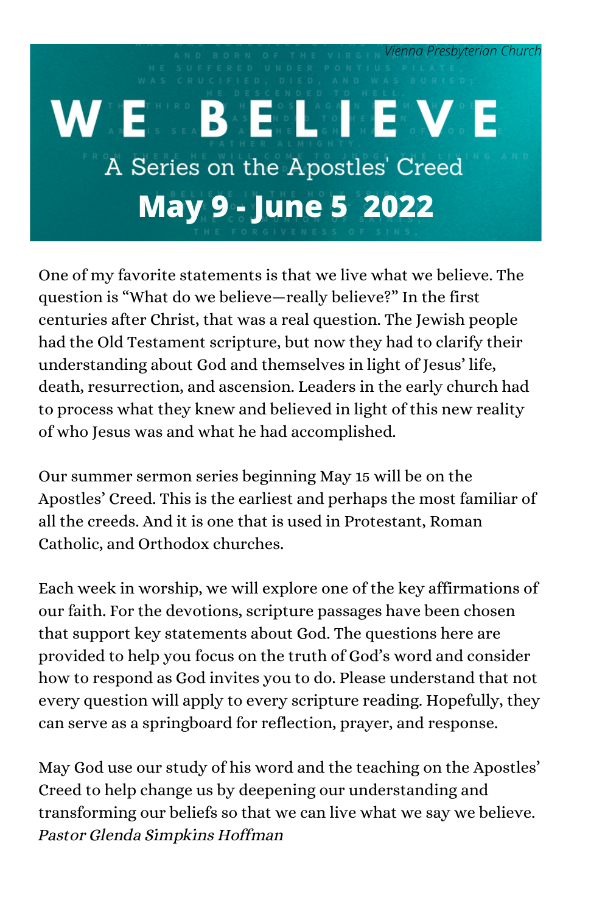*Vienna Presbyterian Church*

# WE BELIEVE

## A Series on the Apostles' Creed

## May 9 - June 5 2022

One of my favorite statements is that we live what we believe. The question is "What do we believe—really believe?" In the first centuries after Christ, that was a real question. The Jewish people had the Old Testament scripture, but now they had to clarify their understanding about God and themselves in light of Jesus' life, death, resurrection, and ascension. Leaders in the early church had to process what they knew and believed in light of this new reality of who Jesus was and what he had accomplished.

Our summer sermon series beginning May 15 will be on the Apostles' Creed. This is the earliest and perhaps the most familiar of all the creeds. And it is one that is used in Protestant, Roman Catholic, and Orthodox churches.

Each week in worship, we will explore one of the key affirmations of our faith. For the devotions, scripture passages have been chosen that support key statements about God. The questions here are provided to help you focus on the truth of God's word and consider how to respond as God invites you to do. Please understand that not every question will apply to every scripture reading. Hopefully, they can serve as a springboard for reflection, prayer, and response.

May God use our study of his word and the teaching on the Apostles' Creed to help change us by deepening our understanding and transforming our beliefs so that we can live what we say we believe.
*Pastor Glenda Simpkins Hoffman*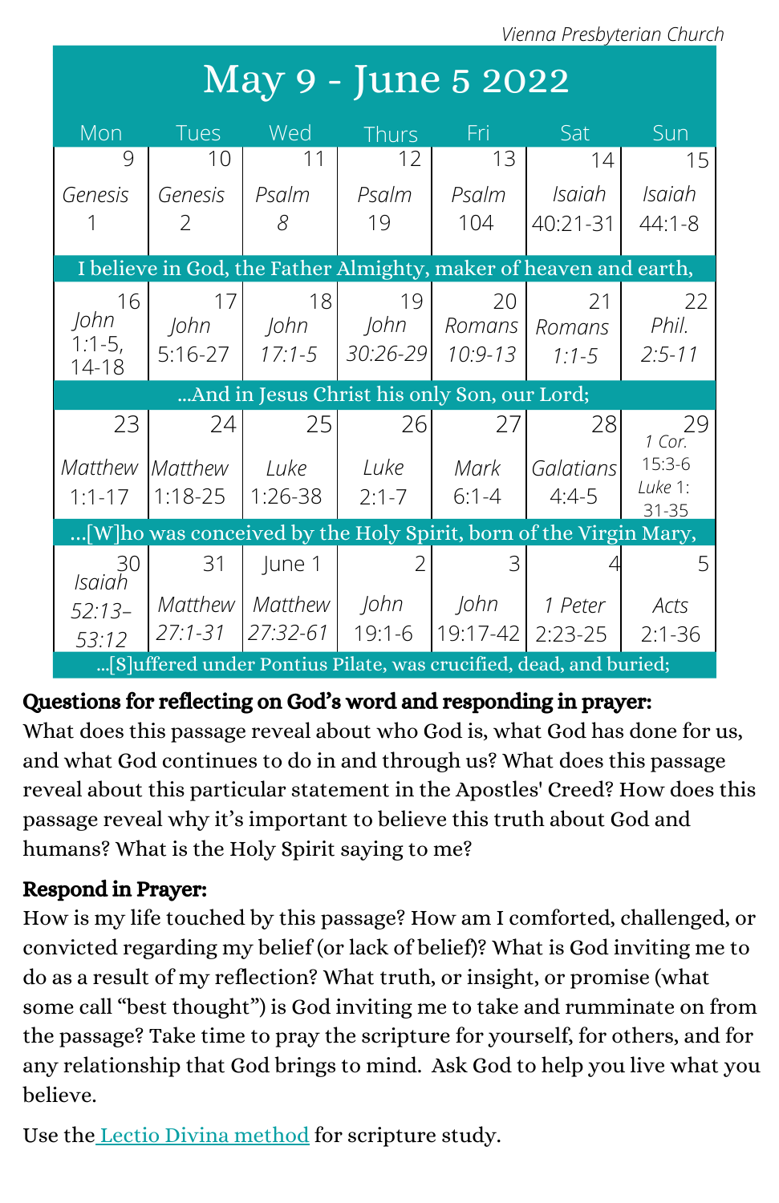*Vienna Presbyterian Church*

# May 9 - June 5 2022

| Mon | Tues | Wed | Thurs | Fri | Sat | Sun |
|---|---|---|---|---|---|---|
| 9 *Genesis* 1 | 10 *Genesis* 2 | 11 *Psalm* *8* | 12 *Psalm* 19 | 13 *Psalm* 104 | 14 *Isaiah* 40:21-31 | 15 *Isaiah* 44:1-8 |
| I believe in God, the Father Almighty, maker of heaven and earth, | | | | | | |
| 16 *John* 1:1-5, 14-18 | 17 *John* 5:16-27 | 18 *John* *17:1-5* | 19 *John* *30:26-29* | 20 *Romans* *10:9-13* | 21 *Romans* *1:1-5* | 22 *Phil.* *2:5-11* |
| ...And in Jesus Christ his only Son, our Lord; | | | | | | |
| 23 *Matthew* 1:1-17 | 24 *Matthew* 1:18-25 | 25 *Luke* 1:26-38 | 26 *Luke* 2:1-7 | 27 *Mark* 6:1-4 | 28 *Galatians* 4:4-5 | 29 *1 Cor.* 15:3-6 *Luke* 1: 31-35 |
| ...[W]ho was conceived by the Holy Spirit, born of the Virgin Mary, | | | | | | |
| 30 *Isaiah* *52:13–53:12* | 31 *Matthew* *27:1-31* | June 1 *Matthew* *27:32-61* | 2 *John* 19:1-6 | 3 *John* 19:17-42 | 4 *1 Peter* 2:23-25 | 5 *Acts* 2:1-36 |
| ...[S]uffered under Pontius Pilate, was crucified, dead, and buried; | | | | | | |

**Questions for reflecting on God's word and responding in prayer:**
What does this passage reveal about who God is, what God has done for us, and what God continues to do in and through us? What does this passage reveal about this particular statement in the Apostles' Creed? How does this passage reveal why it's important to believe this truth about God and humans? What is the Holy Spirit saying to me?

**Respond in Prayer:**
How is my life touched by this passage? How am I comforted, challenged, or convicted regarding my belief (or lack of belief)? What is God inviting me to do as a result of my reflection? What truth, or insight, or promise (what some call "best thought") is God inviting me to take and rumminate on from the passage? Take time to pray the scripture for yourself, for others, and for any relationship that God brings to mind. Ask God to help you live what you believe.

Use the Lectio Divina method for scripture study.